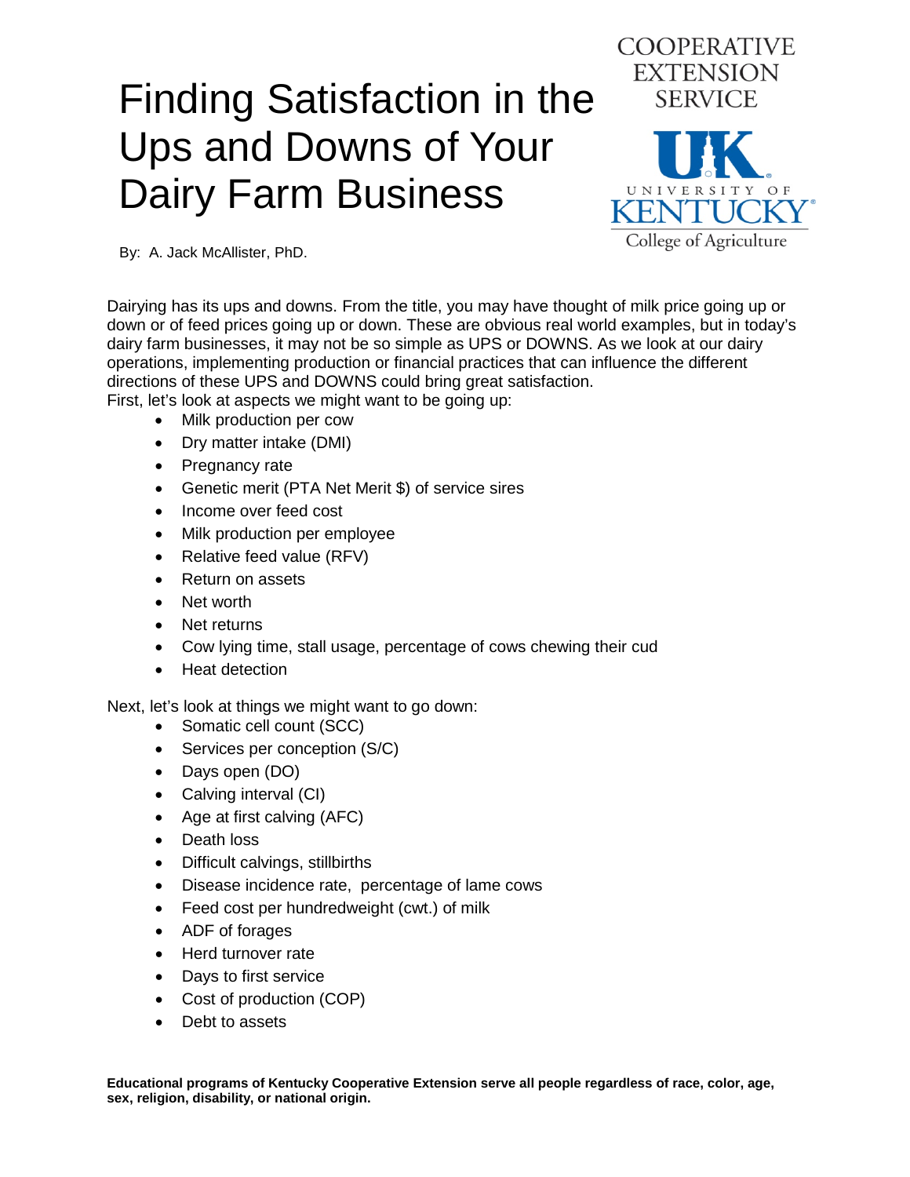# Finding Satisfaction in the Ups and Downs of Your Dairy Farm Business

COOPERATIVE EXTENSION SERVICE

UNIVERSITY OF KENTUCKY
College of Agriculture

By: A. Jack McAllister, PhD.

Dairying has its ups and downs. From the title, you may have thought of milk price going up or down or of feed prices going up or down. These are obvious real world examples, but in today's dairy farm businesses, it may not be so simple as UPS or DOWNS. As we look at our dairy operations, implementing production or financial practices that can influence the different directions of these UPS and DOWNS could bring great satisfaction.
First, let's look at aspects we might want to be going up:

- Milk production per cow
- Dry matter intake (DMI)
- Pregnancy rate
- Genetic merit (PTA Net Merit $) of service sires
- Income over feed cost
- Milk production per employee
- Relative feed value (RFV)
- Return on assets
- Net worth
- Net returns
- Cow lying time, stall usage, percentage of cows chewing their cud
- Heat detection

Next, let's look at things we might want to go down:

- Somatic cell count (SCC)
- Services per conception (S/C)
- Days open (DO)
- Calving interval (CI)
- Age at first calving (AFC)
- Death loss
- Difficult calvings, stillbirths
- Disease incidence rate, percentage of lame cows
- Feed cost per hundredweight (cwt.) of milk
- ADF of forages
- Herd turnover rate
- Days to first service
- Cost of production (COP)
- Debt to assets

**Educational programs of Kentucky Cooperative Extension serve all people regardless of race, color, age, sex, religion, disability, or national origin.**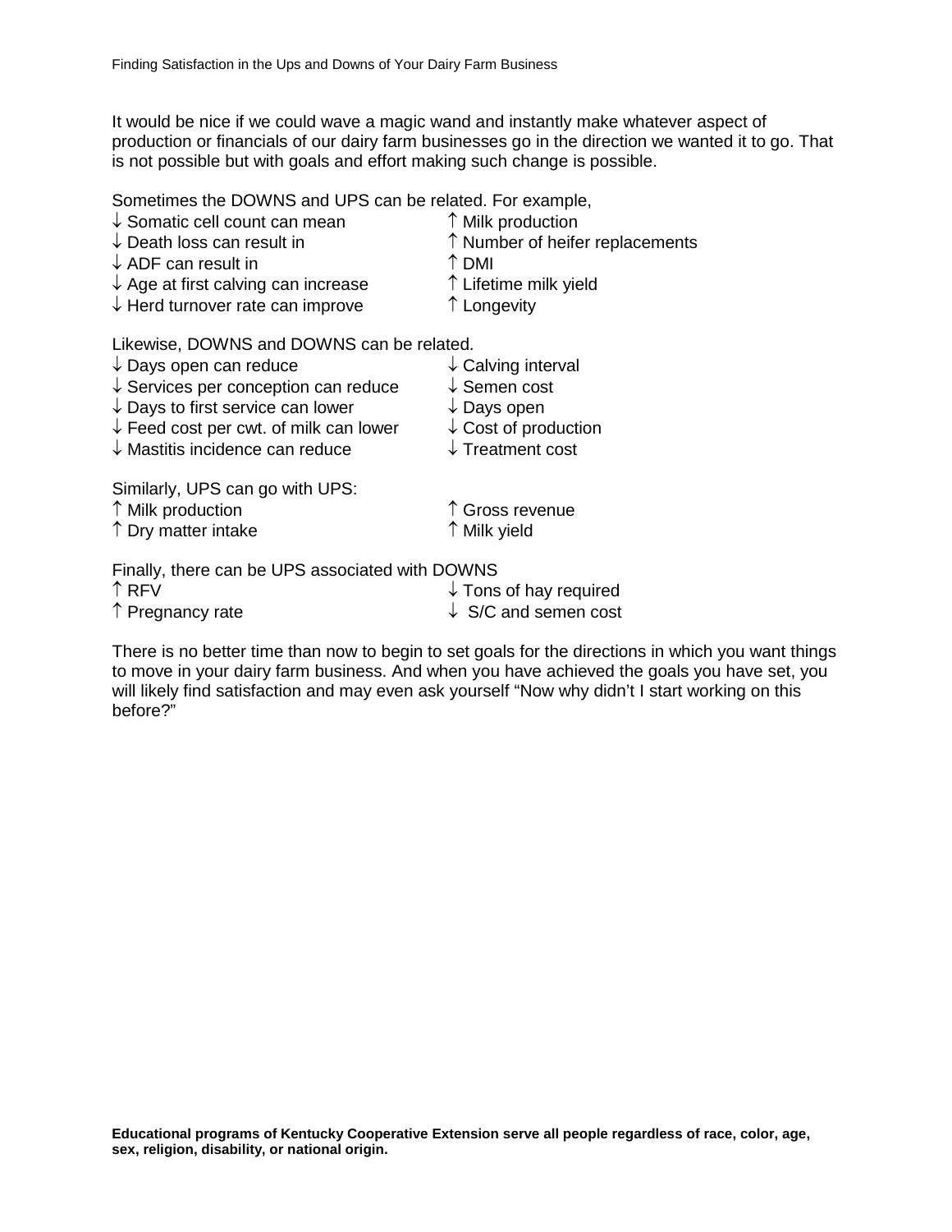It would be nice if we could wave a magic wand and instantly make whatever aspect of production or financials of our dairy farm businesses go in the direction we wanted it to go. That is not possible but with goals and effort making such change is possible.

Sometimes the DOWNS and UPS can be related. For example,

| | |
|---|---|
| ↓ Somatic cell count can mean | ↑ Milk production |
| ↓ Death loss can result in | ↑ Number of heifer replacements |
| ↓ ADF can result in | ↑ DMI |
| ↓ Age at first calving can increase | ↑ Lifetime milk yield |
| ↓ Herd turnover rate can improve | ↑ Longevity |

Likewise, DOWNS and DOWNS can be related.

| | |
|---|---|
| ↓ Days open can reduce | ↓ Calving interval |
| ↓ Services per conception can reduce | ↓ Semen cost |
| ↓ Days to first service can lower | ↓ Days open |
| ↓ Feed cost per cwt. of milk can lower | ↓ Cost of production |
| ↓ Mastitis incidence can reduce | ↓ Treatment cost |

Similarly, UPS can go with UPS:

| | |
|---|---|
| ↑ Milk production | ↑ Gross revenue |
| ↑ Dry matter intake | ↑ Milk yield |

Finally, there can be UPS associated with DOWNS

| | |
|---|---|
| ↑ RFV | ↓ Tons of hay required |
| ↑ Pregnancy rate | ↓ S/C and semen cost |

There is no better time than now to begin to set goals for the directions in which you want things to move in your dairy farm business. And when you have achieved the goals you have set, you will likely find satisfaction and may even ask yourself "Now why didn't I start working on this before?"

**Educational programs of Kentucky Cooperative Extension serve all people regardless of race, color, age, sex, religion, disability, or national origin.**